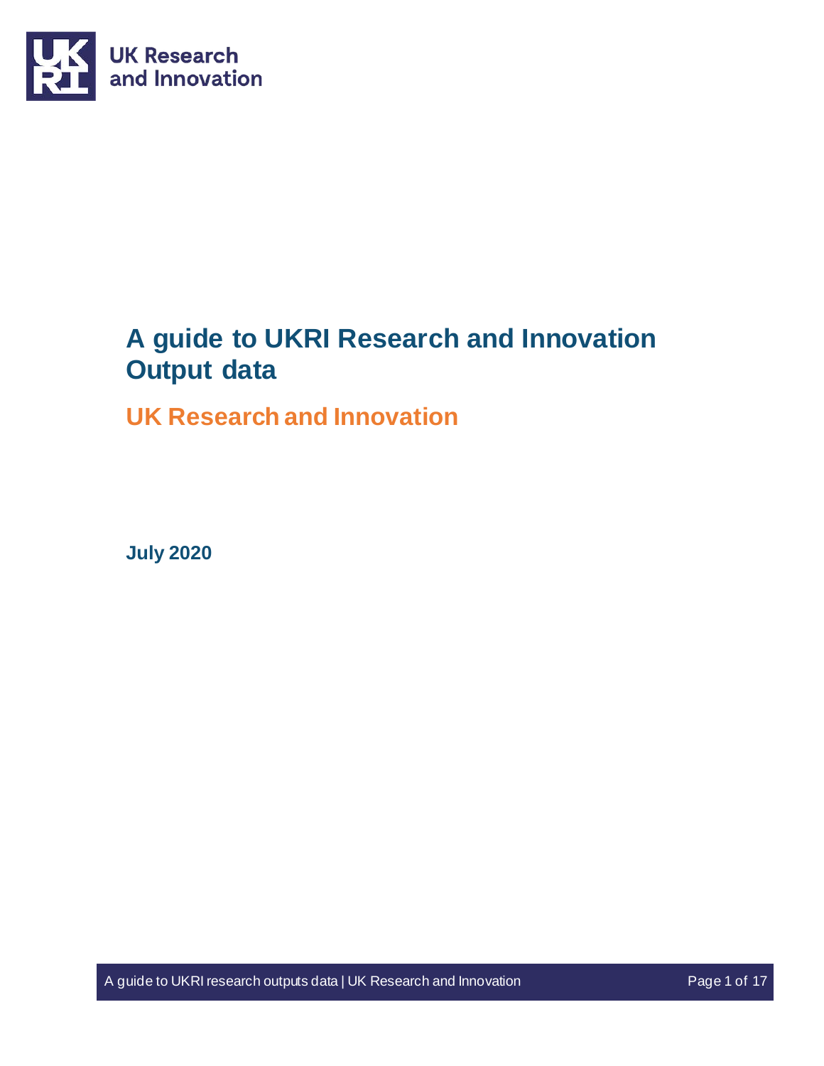UK Research and Innovation

# A guide to UKRI Research and Innovation Output data

## UK Research and Innovation

**July 2020**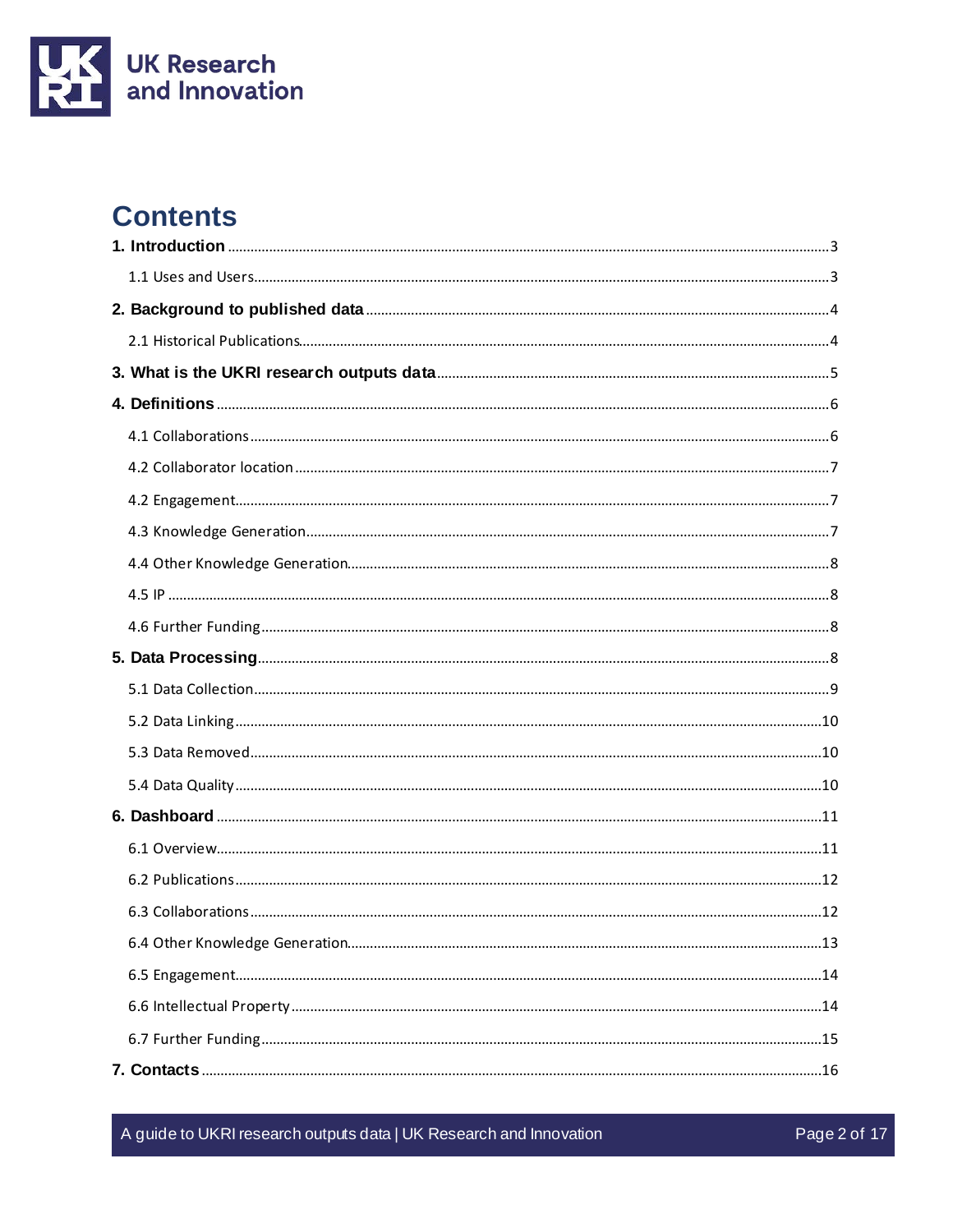# Contents

**1. Introduction** ..... 3

1.1 Uses and Users ..... 3

**2. Background to published data** ..... 4

2.1 Historical Publications ..... 4

**3. What is the UKRI research outputs data** ..... 5

**4. Definitions** ..... 6

4.1 Collaborations ..... 6

4.2 Collaborator location ..... 7

4.2 Engagement ..... 7

4.3 Knowledge Generation ..... 7

4.4 Other Knowledge Generation ..... 8

4.5 IP ..... 8

4.6 Further Funding ..... 8

**5. Data Processing** ..... 8

5.1 Data Collection ..... 9

5.2 Data Linking ..... 10

5.3 Data Removed ..... 10

5.4 Data Quality ..... 10

**6. Dashboard** ..... 11

6.1 Overview ..... 11

6.2 Publications ..... 12

6.3 Collaborations ..... 12

6.4 Other Knowledge Generation ..... 13

6.5 Engagement ..... 14

6.6 Intellectual Property ..... 14

6.7 Further Funding ..... 15

**7. Contacts** ..... 16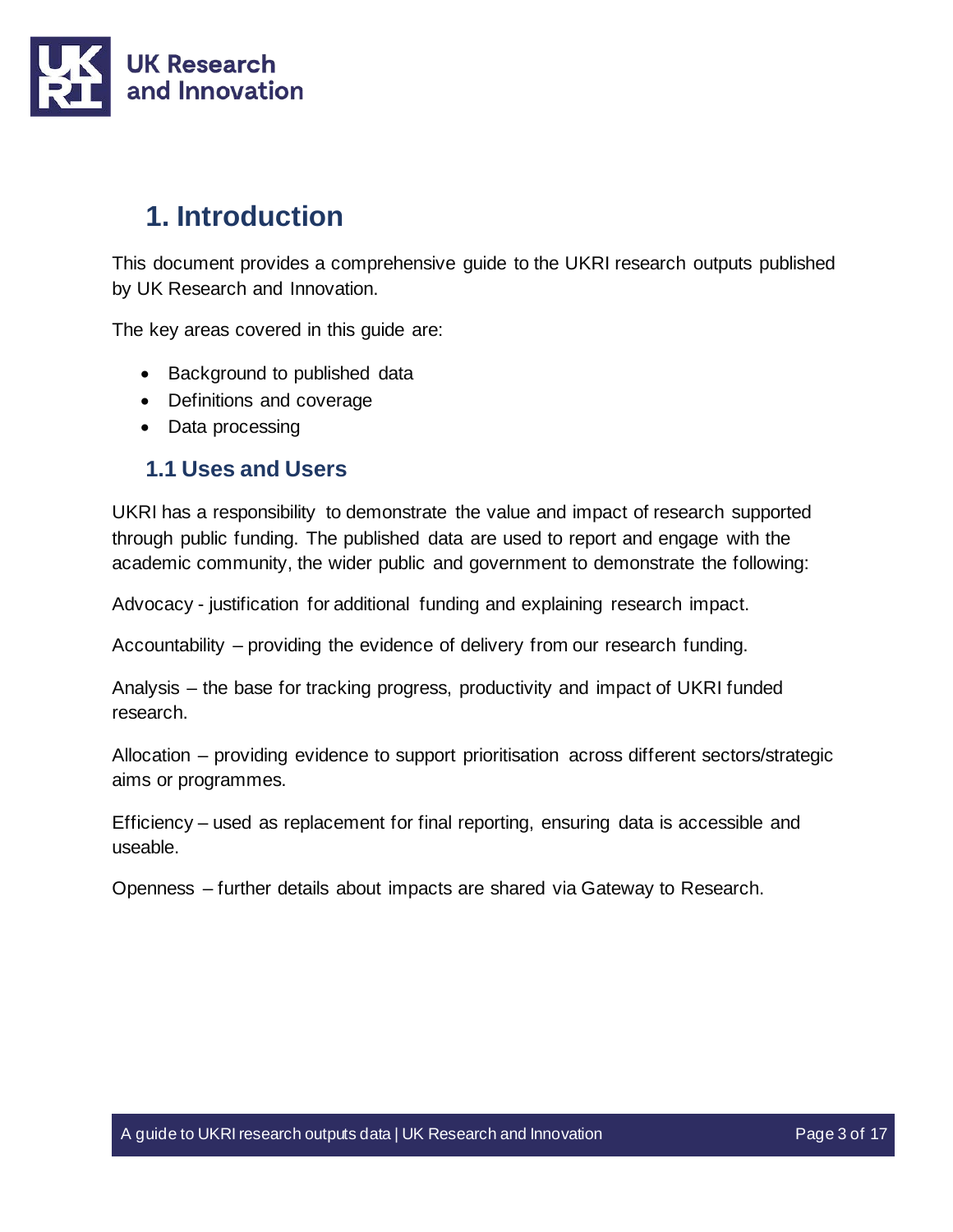# 1. Introduction

This document provides a comprehensive guide to the UKRI research outputs published by UK Research and Innovation.

The key areas covered in this guide are:

- Background to published data
- Definitions and coverage
- Data processing

## 1.1 Uses and Users

UKRI has a responsibility to demonstrate the value and impact of research supported through public funding. The published data are used to report and engage with the academic community, the wider public and government to demonstrate the following:

Advocacy - justification for additional funding and explaining research impact.

Accountability – providing the evidence of delivery from our research funding.

Analysis – the base for tracking progress, productivity and impact of UKRI funded research.

Allocation – providing evidence to support prioritisation across different sectors/strategic aims or programmes.

Efficiency – used as replacement for final reporting, ensuring data is accessible and useable.

Openness – further details about impacts are shared via Gateway to Research.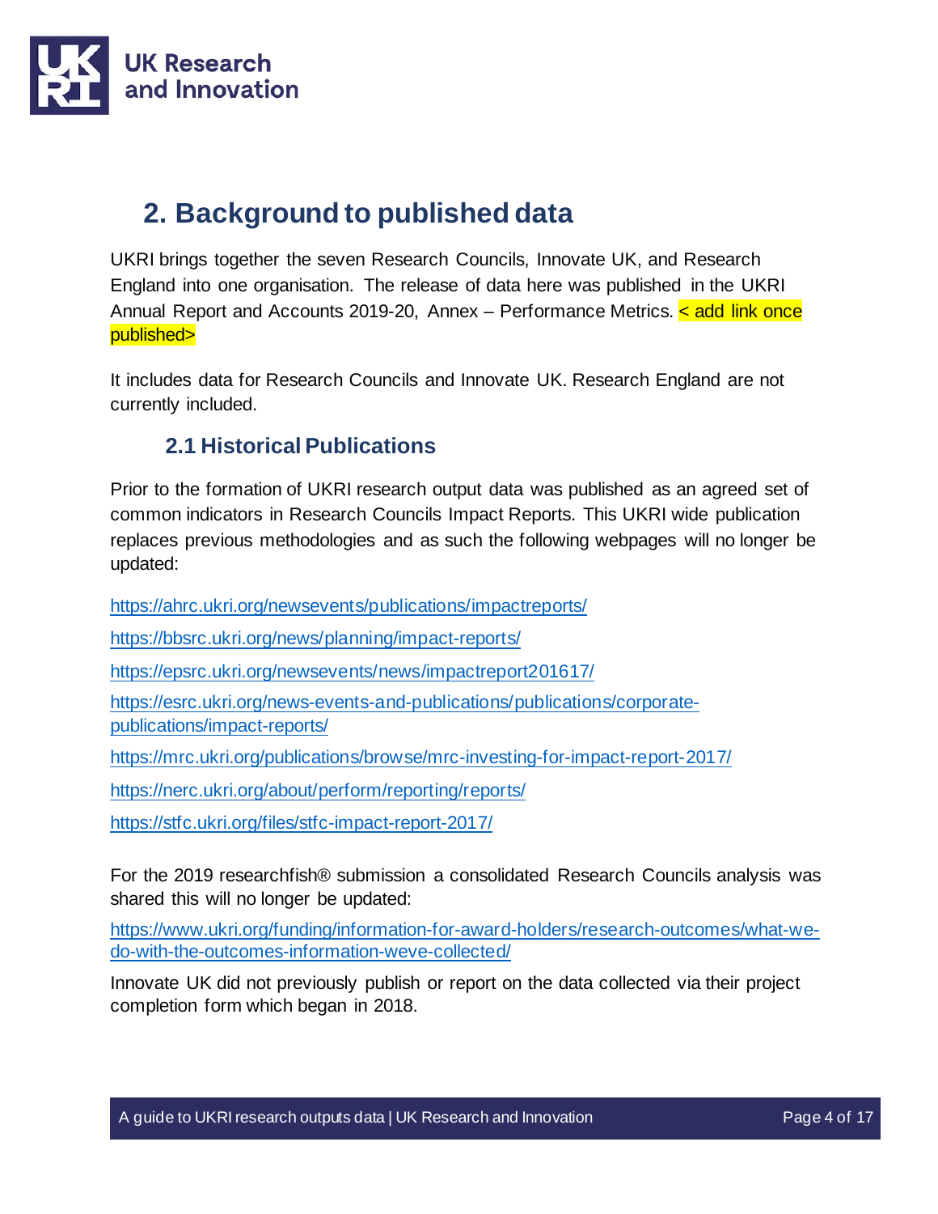## 2. Background to published data

UKRI brings together the seven Research Councils, Innovate UK, and Research England into one organisation. The release of data here was published in the UKRI Annual Report and Accounts 2019-20, Annex – Performance Metrics. < add link once published>

It includes data for Research Councils and Innovate UK. Research England are not currently included.

### 2.1 Historical Publications

Prior to the formation of UKRI research output data was published as an agreed set of common indicators in Research Councils Impact Reports. This UKRI wide publication replaces previous methodologies and as such the following webpages will no longer be updated:

https://ahrc.ukri.org/newsevents/publications/impactreports/

https://bbsrc.ukri.org/news/planning/impact-reports/

https://epsrc.ukri.org/newsevents/news/impactreport201617/

https://esrc.ukri.org/news-events-and-publications/publications/corporate-publications/impact-reports/

https://mrc.ukri.org/publications/browse/mrc-investing-for-impact-report-2017/

https://nerc.ukri.org/about/perform/reporting/reports/

https://stfc.ukri.org/files/stfc-impact-report-2017/

For the 2019 researchfish® submission a consolidated Research Councils analysis was shared this will no longer be updated:

https://www.ukri.org/funding/information-for-award-holders/research-outcomes/what-we-do-with-the-outcomes-information-weve-collected/

Innovate UK did not previously publish or report on the data collected via their project completion form which began in 2018.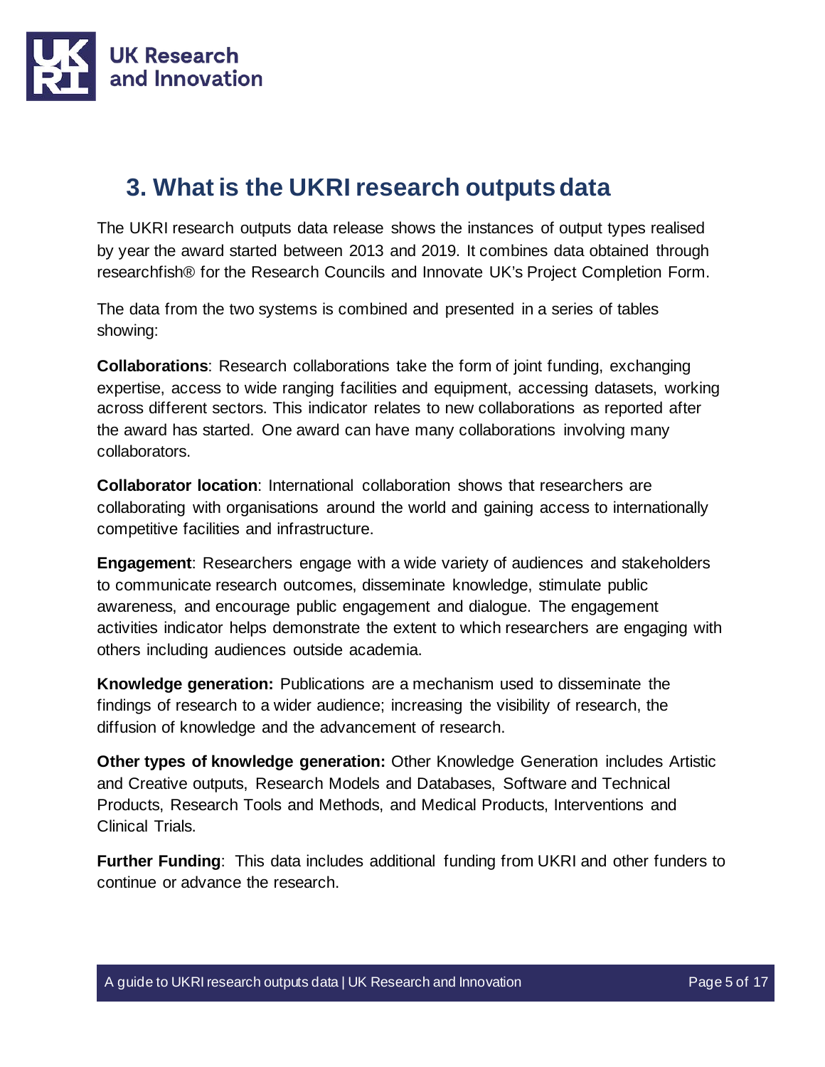# 3. What is the UKRI research outputs data

The UKRI research outputs data release shows the instances of output types realised by year the award started between 2013 and 2019. It combines data obtained through researchfish® for the Research Councils and Innovate UK's Project Completion Form.

The data from the two systems is combined and presented in a series of tables showing:

**Collaborations**: Research collaborations take the form of joint funding, exchanging expertise, access to wide ranging facilities and equipment, accessing datasets, working across different sectors. This indicator relates to new collaborations as reported after the award has started. One award can have many collaborations involving many collaborators.

**Collaborator location**: International collaboration shows that researchers are collaborating with organisations around the world and gaining access to internationally competitive facilities and infrastructure.

**Engagement**: Researchers engage with a wide variety of audiences and stakeholders to communicate research outcomes, disseminate knowledge, stimulate public awareness, and encourage public engagement and dialogue. The engagement activities indicator helps demonstrate the extent to which researchers are engaging with others including audiences outside academia.

**Knowledge generation:** Publications are a mechanism used to disseminate the findings of research to a wider audience; increasing the visibility of research, the diffusion of knowledge and the advancement of research.

**Other types of knowledge generation:** Other Knowledge Generation includes Artistic and Creative outputs, Research Models and Databases, Software and Technical Products, Research Tools and Methods, and Medical Products, Interventions and Clinical Trials.

**Further Funding**: This data includes additional funding from UKRI and other funders to continue or advance the research.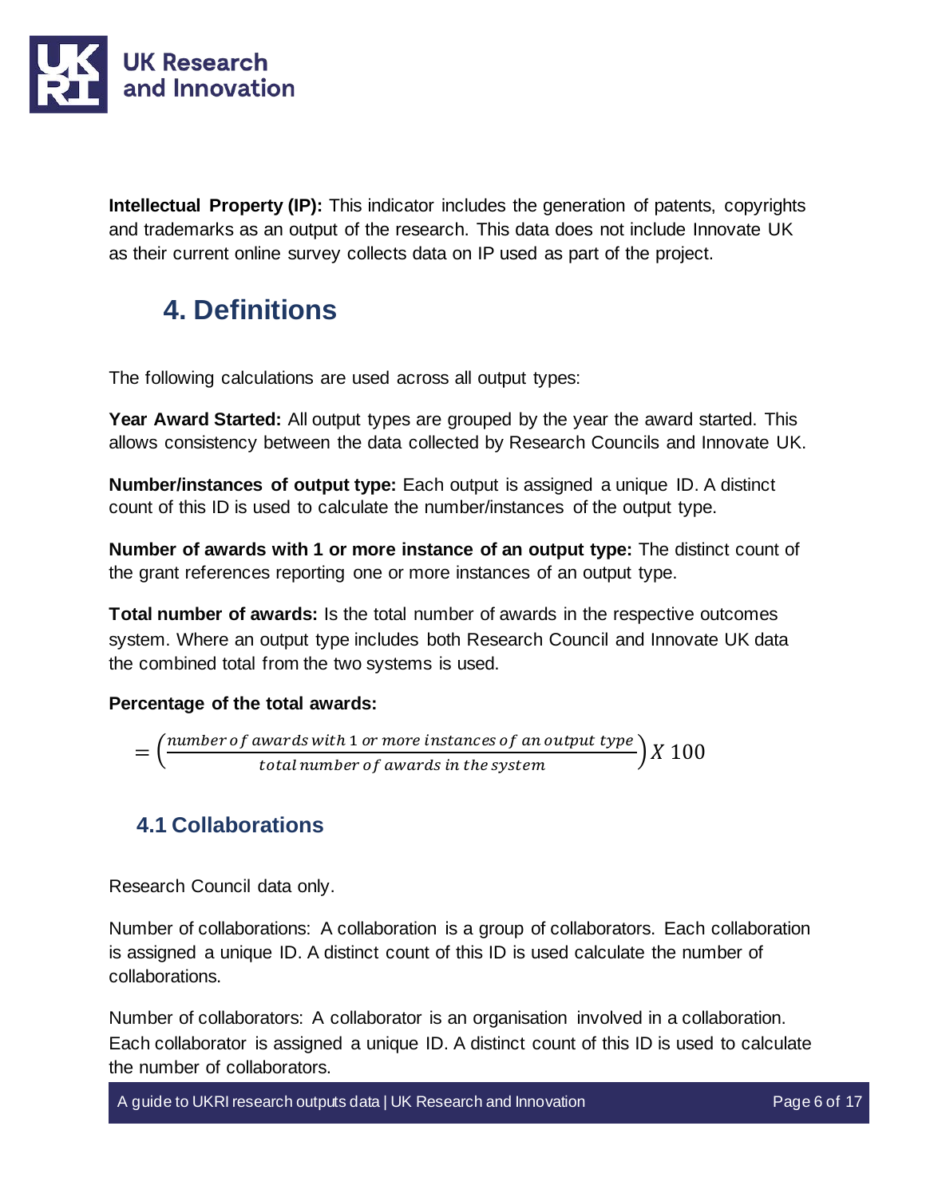**Intellectual Property (IP):** This indicator includes the generation of patents, copyrights and trademarks as an output of the research. This data does not include Innovate UK as their current online survey collects data on IP used as part of the project.

## 4. Definitions

The following calculations are used across all output types:

**Year Award Started:** All output types are grouped by the year the award started. This allows consistency between the data collected by Research Councils and Innovate UK.

**Number/instances of output type:** Each output is assigned a unique ID. A distinct count of this ID is used to calculate the number/instances of the output type.

**Number of awards with 1 or more instance of an output type:** The distinct count of the grant references reporting one or more instances of an output type.

**Total number of awards:** Is the total number of awards in the respective outcomes system. Where an output type includes both Research Council and Innovate UK data the combined total from the two systems is used.

**Percentage of the total awards:**

$$= \left(\frac{number\ of\ awards\ with\ 1\ or\ more\ instances\ of\ an\ output\ type}{total\ number\ of\ awards\ in\ the\ system}\right) X\ 100$$

### 4.1 Collaborations

Research Council data only.

Number of collaborations: A collaboration is a group of collaborators. Each collaboration is assigned a unique ID. A distinct count of this ID is used calculate the number of collaborations.

Number of collaborators: A collaborator is an organisation involved in a collaboration. Each collaborator is assigned a unique ID. A distinct count of this ID is used to calculate the number of collaborators.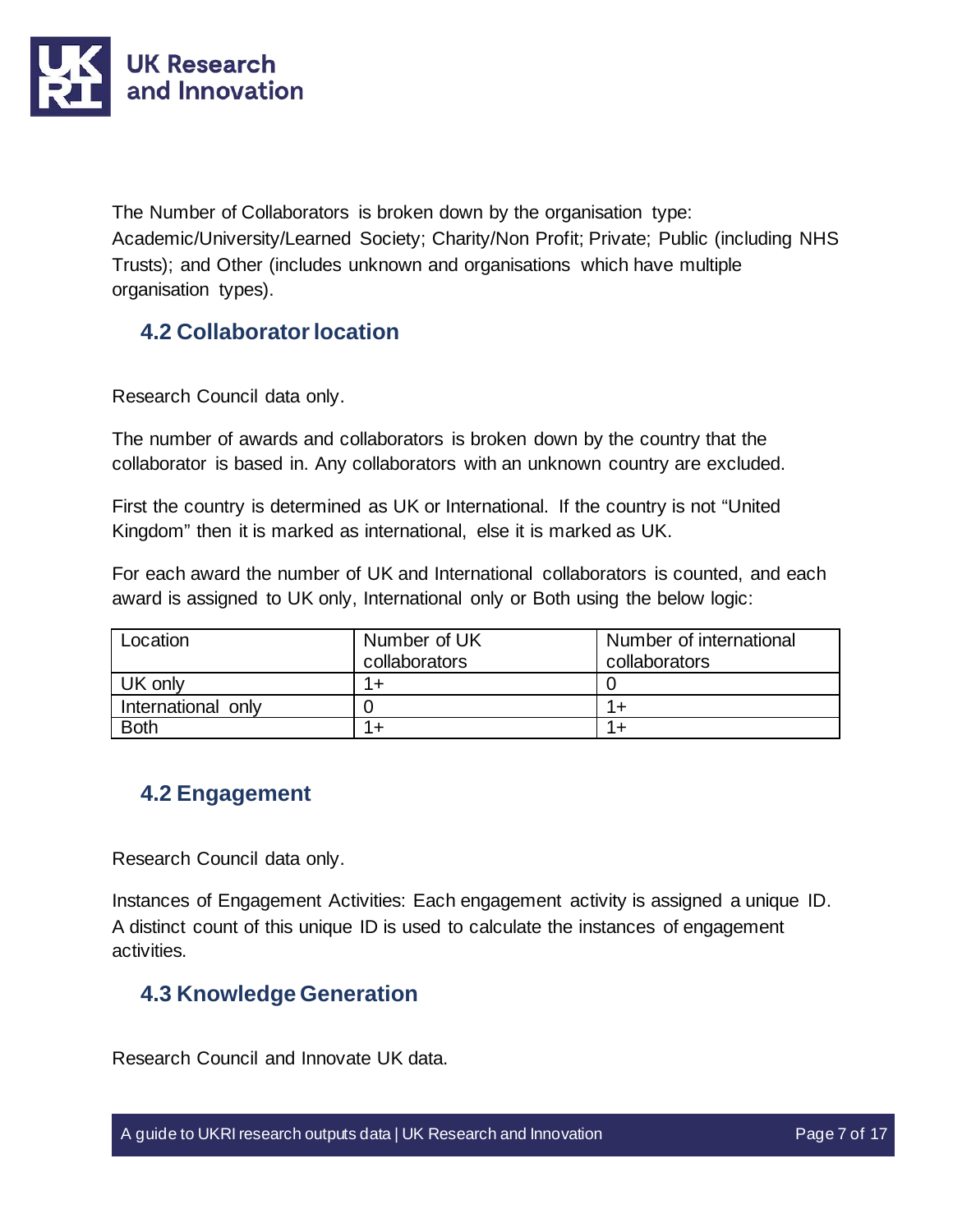The Number of Collaborators is broken down by the organisation type: Academic/University/Learned Society; Charity/Non Profit; Private; Public (including NHS Trusts); and Other (includes unknown and organisations which have multiple organisation types).

## 4.2 Collaborator location

Research Council data only.

The number of awards and collaborators is broken down by the country that the collaborator is based in. Any collaborators with an unknown country are excluded.

First the country is determined as UK or International. If the country is not "United Kingdom" then it is marked as international, else it is marked as UK.

For each award the number of UK and International collaborators is counted, and each award is assigned to UK only, International only or Both using the below logic:

| Location | Number of UK collaborators | Number of international collaborators |
| --- | --- | --- |
| UK only | 1+ | 0 |
| International only | 0 | 1+ |
| Both | 1+ | 1+ |

## 4.2 Engagement

Research Council data only.

Instances of Engagement Activities: Each engagement activity is assigned a unique ID. A distinct count of this unique ID is used to calculate the instances of engagement activities.

## 4.3 Knowledge Generation

Research Council and Innovate UK data.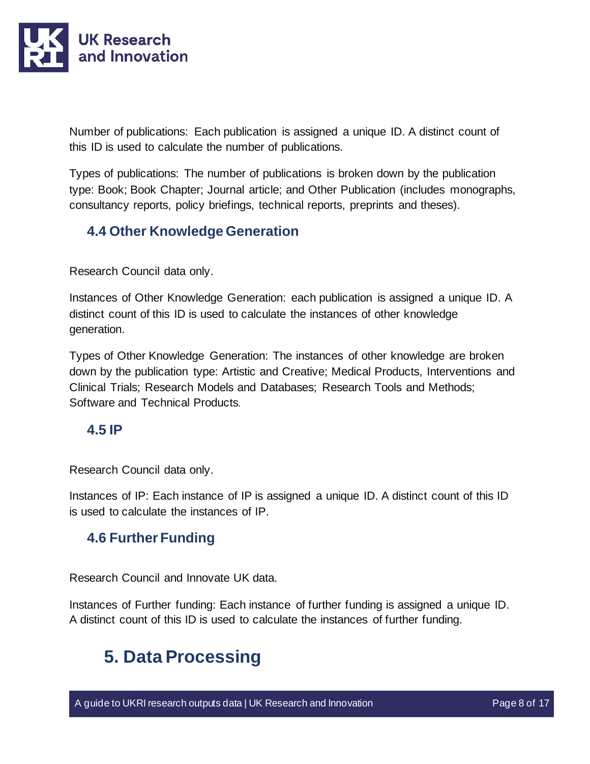Number of publications: Each publication is assigned a unique ID. A distinct count of this ID is used to calculate the number of publications.

Types of publications: The number of publications is broken down by the publication type: Book; Book Chapter; Journal article; and Other Publication (includes monographs, consultancy reports, policy briefings, technical reports, preprints and theses).

### 4.4 Other Knowledge Generation

Research Council data only.

Instances of Other Knowledge Generation: each publication is assigned a unique ID. A distinct count of this ID is used to calculate the instances of other knowledge generation.

Types of Other Knowledge Generation: The instances of other knowledge are broken down by the publication type: Artistic and Creative; Medical Products, Interventions and Clinical Trials; Research Models and Databases; Research Tools and Methods; Software and Technical Products.

### 4.5 IP

Research Council data only.

Instances of IP: Each instance of IP is assigned a unique ID. A distinct count of this ID is used to calculate the instances of IP.

### 4.6 Further Funding

Research Council and Innovate UK data.

Instances of Further funding: Each instance of further funding is assigned a unique ID. A distinct count of this ID is used to calculate the instances of further funding.

## 5. Data Processing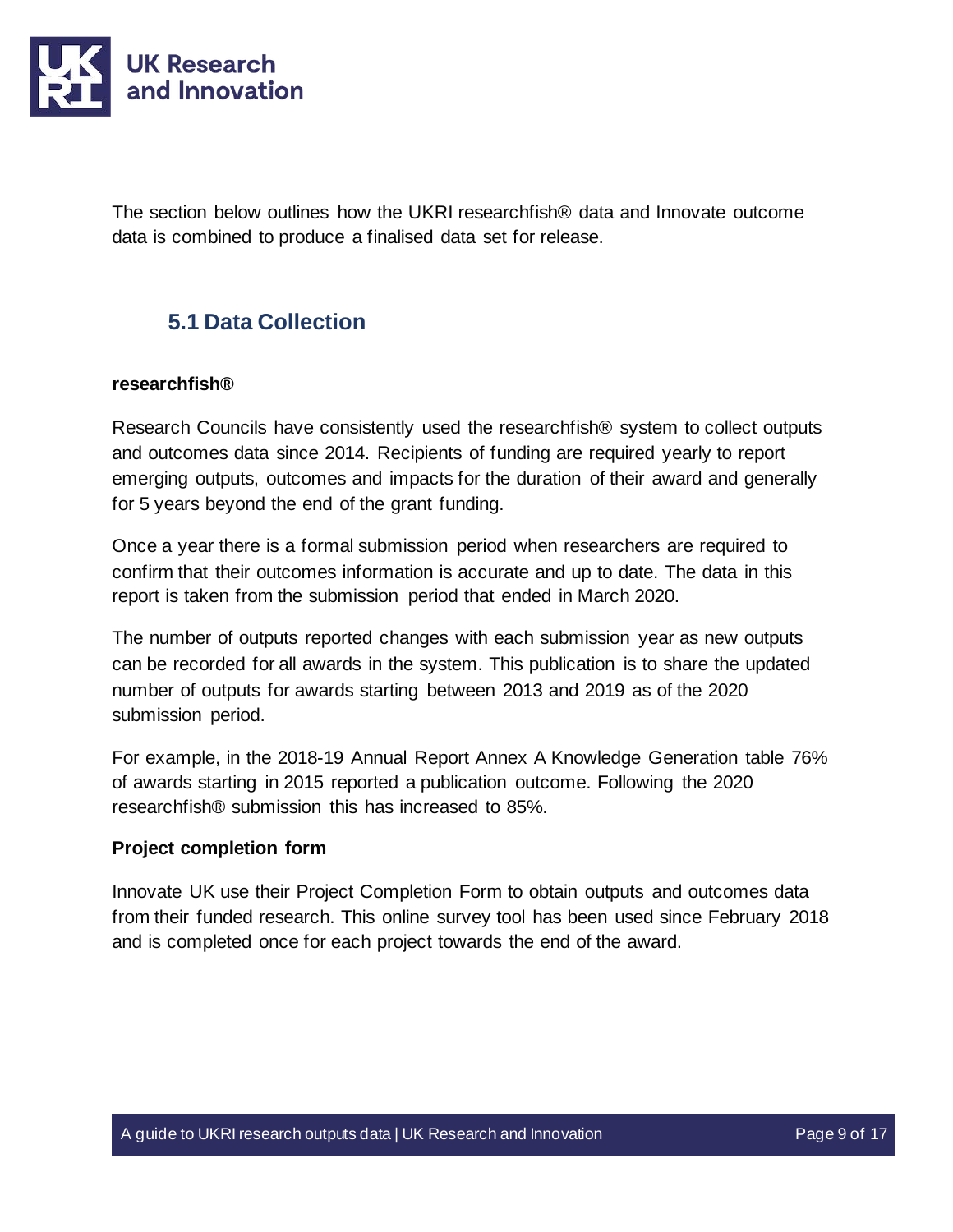The section below outlines how the UKRI researchfish® data and Innovate outcome data is combined to produce a finalised data set for release.

## 5.1 Data Collection

**researchfish®**

Research Councils have consistently used the researchfish® system to collect outputs and outcomes data since 2014. Recipients of funding are required yearly to report emerging outputs, outcomes and impacts for the duration of their award and generally for 5 years beyond the end of the grant funding.

Once a year there is a formal submission period when researchers are required to confirm that their outcomes information is accurate and up to date. The data in this report is taken from the submission period that ended in March 2020.

The number of outputs reported changes with each submission year as new outputs can be recorded for all awards in the system. This publication is to share the updated number of outputs for awards starting between 2013 and 2019 as of the 2020 submission period.

For example, in the 2018-19 Annual Report Annex A Knowledge Generation table 76% of awards starting in 2015 reported a publication outcome. Following the 2020 researchfish® submission this has increased to 85%.

**Project completion form**

Innovate UK use their Project Completion Form to obtain outputs and outcomes data from their funded research. This online survey tool has been used since February 2018 and is completed once for each project towards the end of the award.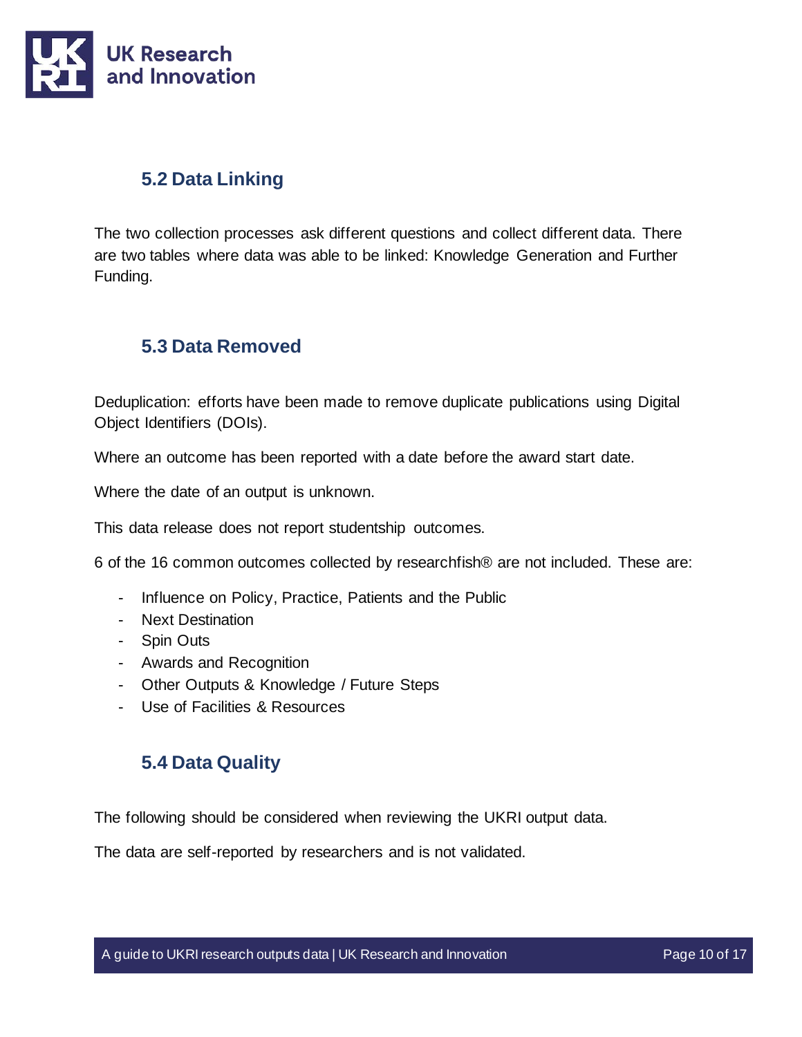## 5.2 Data Linking

The two collection processes ask different questions and collect different data. There are two tables where data was able to be linked: Knowledge Generation and Further Funding.

## 5.3 Data Removed

Deduplication: efforts have been made to remove duplicate publications using Digital Object Identifiers (DOIs).

Where an outcome has been reported with a date before the award start date.

Where the date of an output is unknown.

This data release does not report studentship outcomes.

6 of the 16 common outcomes collected by researchfish® are not included. These are:

- Influence on Policy, Practice, Patients and the Public
- Next Destination
- Spin Outs
- Awards and Recognition
- Other Outputs & Knowledge / Future Steps
- Use of Facilities & Resources

## 5.4 Data Quality

The following should be considered when reviewing the UKRI output data.

The data are self-reported by researchers and is not validated.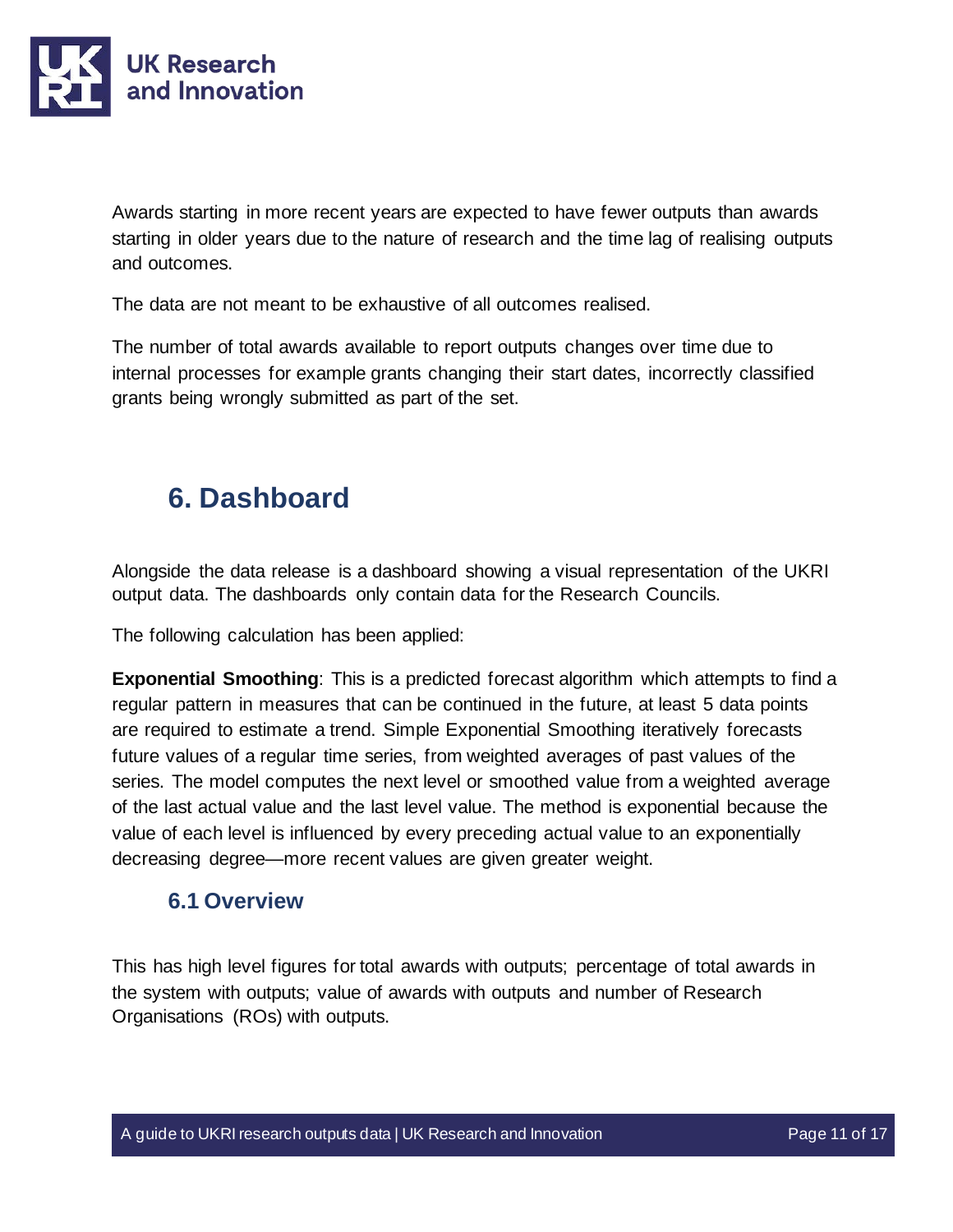Awards starting in more recent years are expected to have fewer outputs than awards starting in older years due to the nature of research and the time lag of realising outputs and outcomes.

The data are not meant to be exhaustive of all outcomes realised.

The number of total awards available to report outputs changes over time due to internal processes for example grants changing their start dates, incorrectly classified grants being wrongly submitted as part of the set.

# 6. Dashboard

Alongside the data release is a dashboard showing a visual representation of the UKRI output data. The dashboards only contain data for the Research Councils.

The following calculation has been applied:

**Exponential Smoothing**: This is a predicted forecast algorithm which attempts to find a regular pattern in measures that can be continued in the future, at least 5 data points are required to estimate a trend. Simple Exponential Smoothing iteratively forecasts future values of a regular time series, from weighted averages of past values of the series. The model computes the next level or smoothed value from a weighted average of the last actual value and the last level value. The method is exponential because the value of each level is influenced by every preceding actual value to an exponentially decreasing degree—more recent values are given greater weight.

## 6.1 Overview

This has high level figures for total awards with outputs; percentage of total awards in the system with outputs; value of awards with outputs and number of Research Organisations (ROs) with outputs.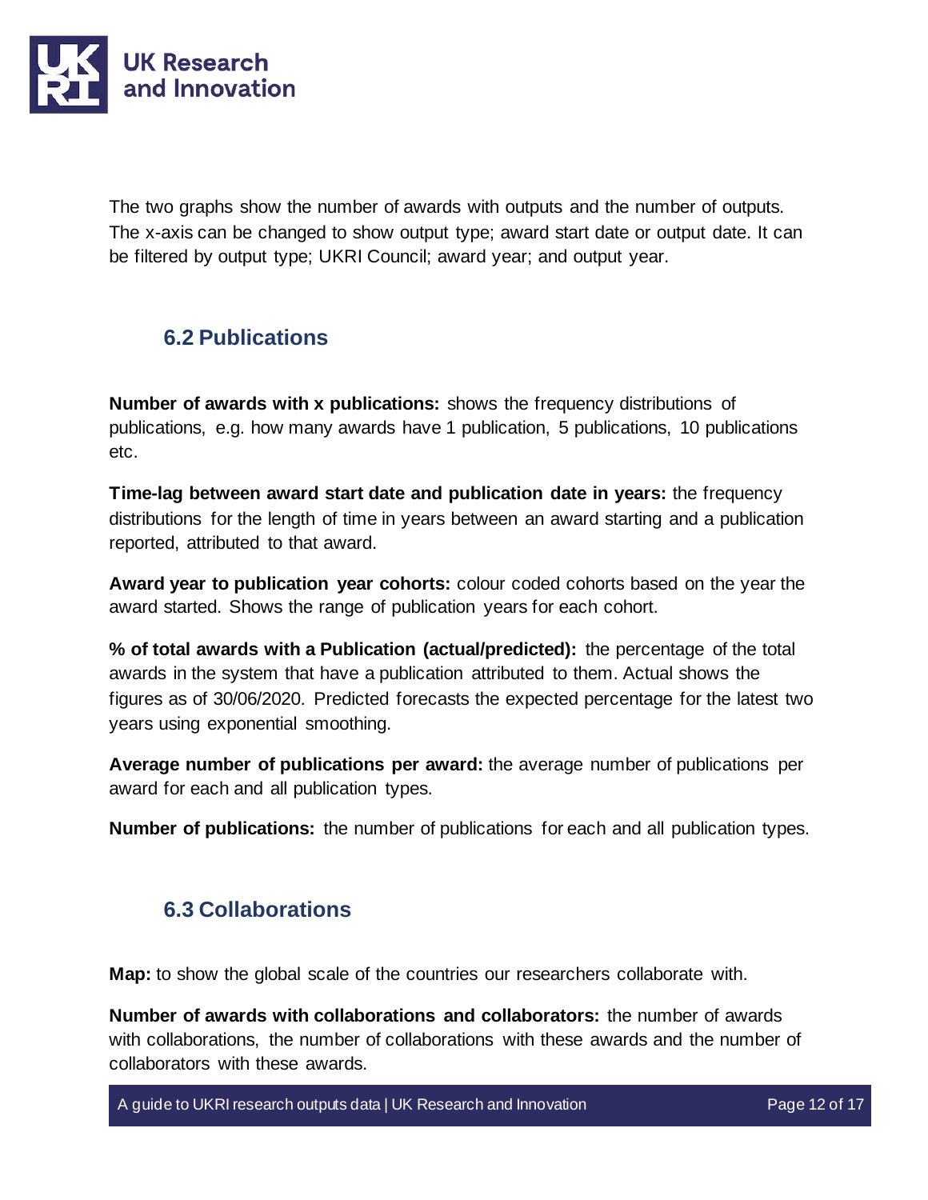The two graphs show the number of awards with outputs and the number of outputs. The x-axis can be changed to show output type; award start date or output date. It can be filtered by output type; UKRI Council; award year; and output year.

## 6.2 Publications

**Number of awards with x publications:** shows the frequency distributions of publications, e.g. how many awards have 1 publication, 5 publications, 10 publications etc.

**Time-lag between award start date and publication date in years:** the frequency distributions for the length of time in years between an award starting and a publication reported, attributed to that award.

**Award year to publication year cohorts:** colour coded cohorts based on the year the award started. Shows the range of publication years for each cohort.

**% of total awards with a Publication (actual/predicted):** the percentage of the total awards in the system that have a publication attributed to them. Actual shows the figures as of 30/06/2020. Predicted forecasts the expected percentage for the latest two years using exponential smoothing.

**Average number of publications per award:** the average number of publications per award for each and all publication types.

**Number of publications:** the number of publications for each and all publication types.

## 6.3 Collaborations

**Map:** to show the global scale of the countries our researchers collaborate with.

**Number of awards with collaborations and collaborators:** the number of awards with collaborations, the number of collaborations with these awards and the number of collaborators with these awards.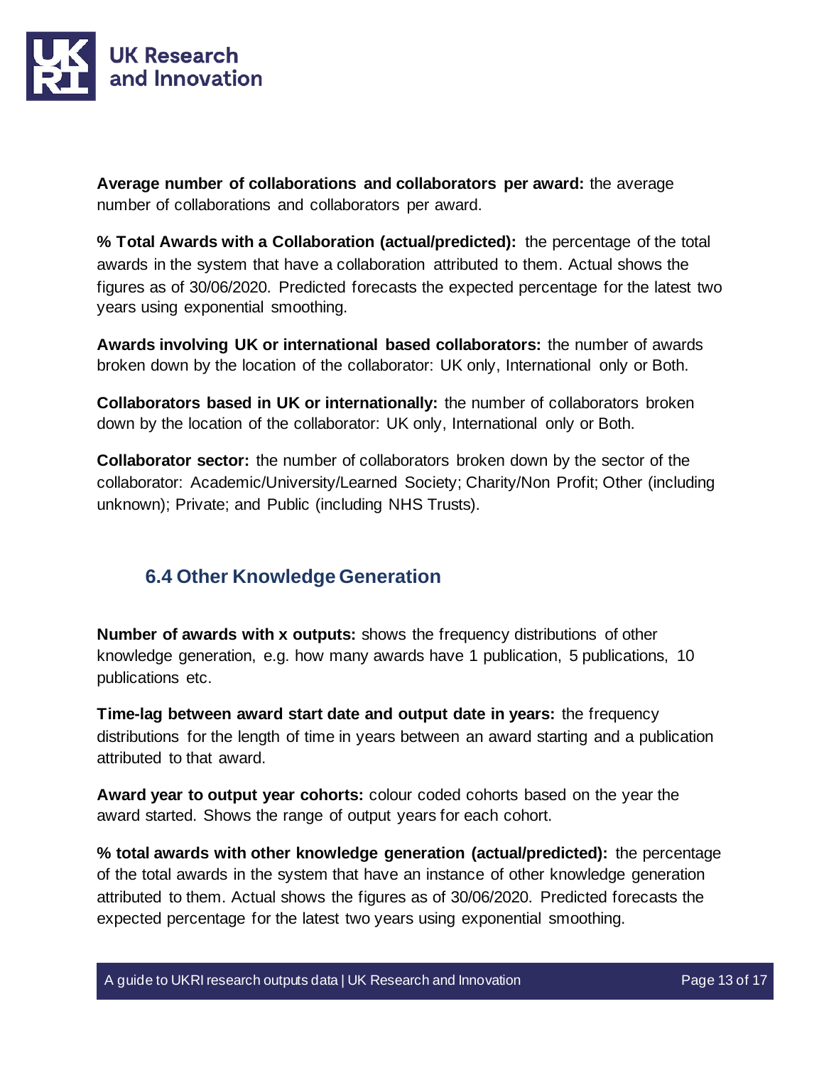**Average number of collaborations and collaborators per award:** the average number of collaborations and collaborators per award.

**% Total Awards with a Collaboration (actual/predicted):** the percentage of the total awards in the system that have a collaboration attributed to them. Actual shows the figures as of 30/06/2020. Predicted forecasts the expected percentage for the latest two years using exponential smoothing.

**Awards involving UK or international based collaborators:** the number of awards broken down by the location of the collaborator: UK only, International only or Both.

**Collaborators based in UK or internationally:** the number of collaborators broken down by the location of the collaborator: UK only, International only or Both.

**Collaborator sector:** the number of collaborators broken down by the sector of the collaborator: Academic/University/Learned Society; Charity/Non Profit; Other (including unknown); Private; and Public (including NHS Trusts).

## 6.4 Other Knowledge Generation

**Number of awards with x outputs:** shows the frequency distributions of other knowledge generation, e.g. how many awards have 1 publication, 5 publications, 10 publications etc.

**Time-lag between award start date and output date in years:** the frequency distributions for the length of time in years between an award starting and a publication attributed to that award.

**Award year to output year cohorts:** colour coded cohorts based on the year the award started. Shows the range of output years for each cohort.

**% total awards with other knowledge generation (actual/predicted):** the percentage of the total awards in the system that have an instance of other knowledge generation attributed to them. Actual shows the figures as of 30/06/2020. Predicted forecasts the expected percentage for the latest two years using exponential smoothing.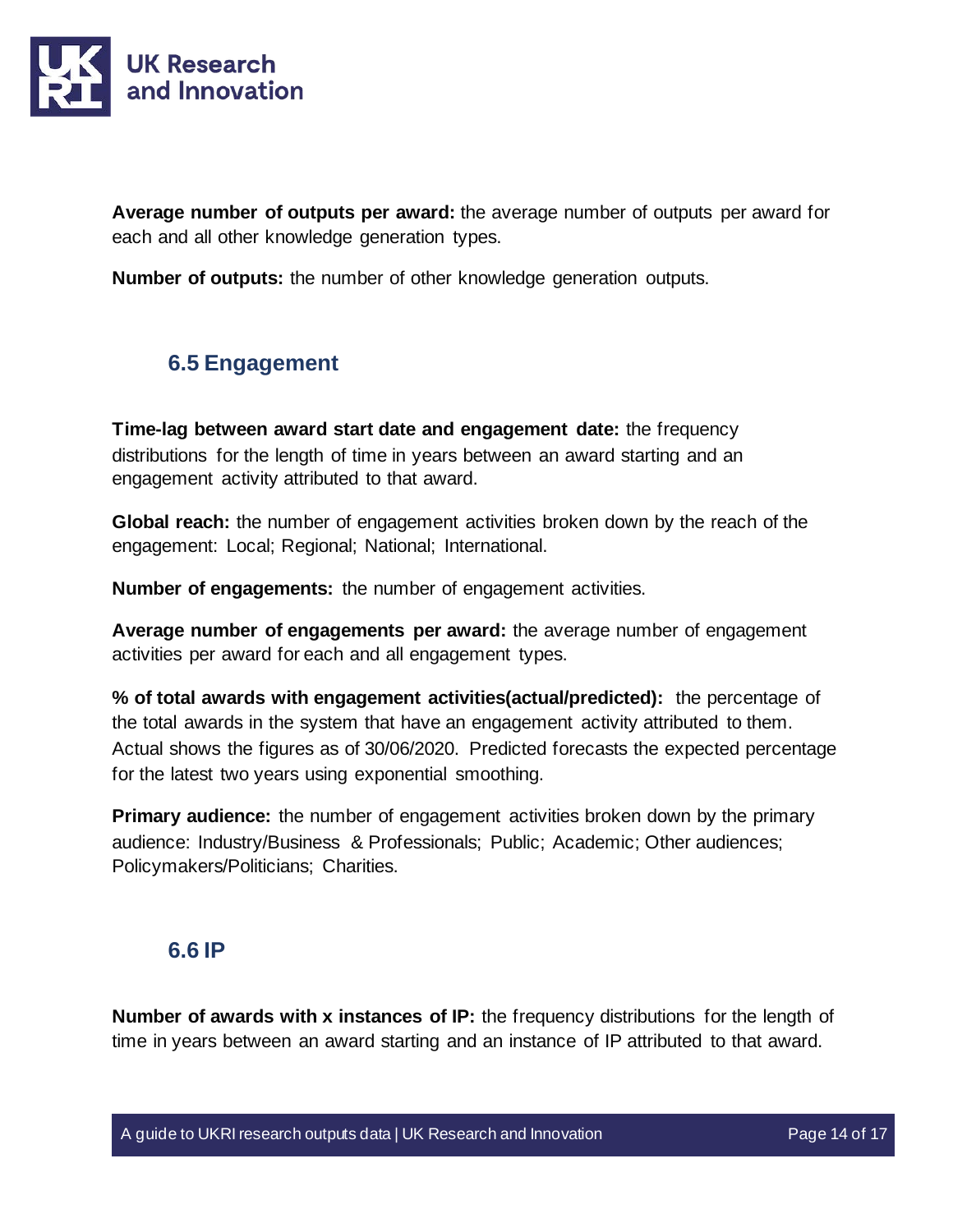**Average number of outputs per award:** the average number of outputs per award for each and all other knowledge generation types.

**Number of outputs:** the number of other knowledge generation outputs.

## 6.5 Engagement

**Time-lag between award start date and engagement date:** the frequency distributions for the length of time in years between an award starting and an engagement activity attributed to that award.

**Global reach:** the number of engagement activities broken down by the reach of the engagement: Local; Regional; National; International.

**Number of engagements:** the number of engagement activities.

**Average number of engagements per award:** the average number of engagement activities per award for each and all engagement types.

**% of total awards with engagement activities(actual/predicted):** the percentage of the total awards in the system that have an engagement activity attributed to them. Actual shows the figures as of 30/06/2020. Predicted forecasts the expected percentage for the latest two years using exponential smoothing.

**Primary audience:** the number of engagement activities broken down by the primary audience: Industry/Business & Professionals; Public; Academic; Other audiences; Policymakers/Politicians; Charities.

## 6.6 IP

**Number of awards with x instances of IP:** the frequency distributions for the length of time in years between an award starting and an instance of IP attributed to that award.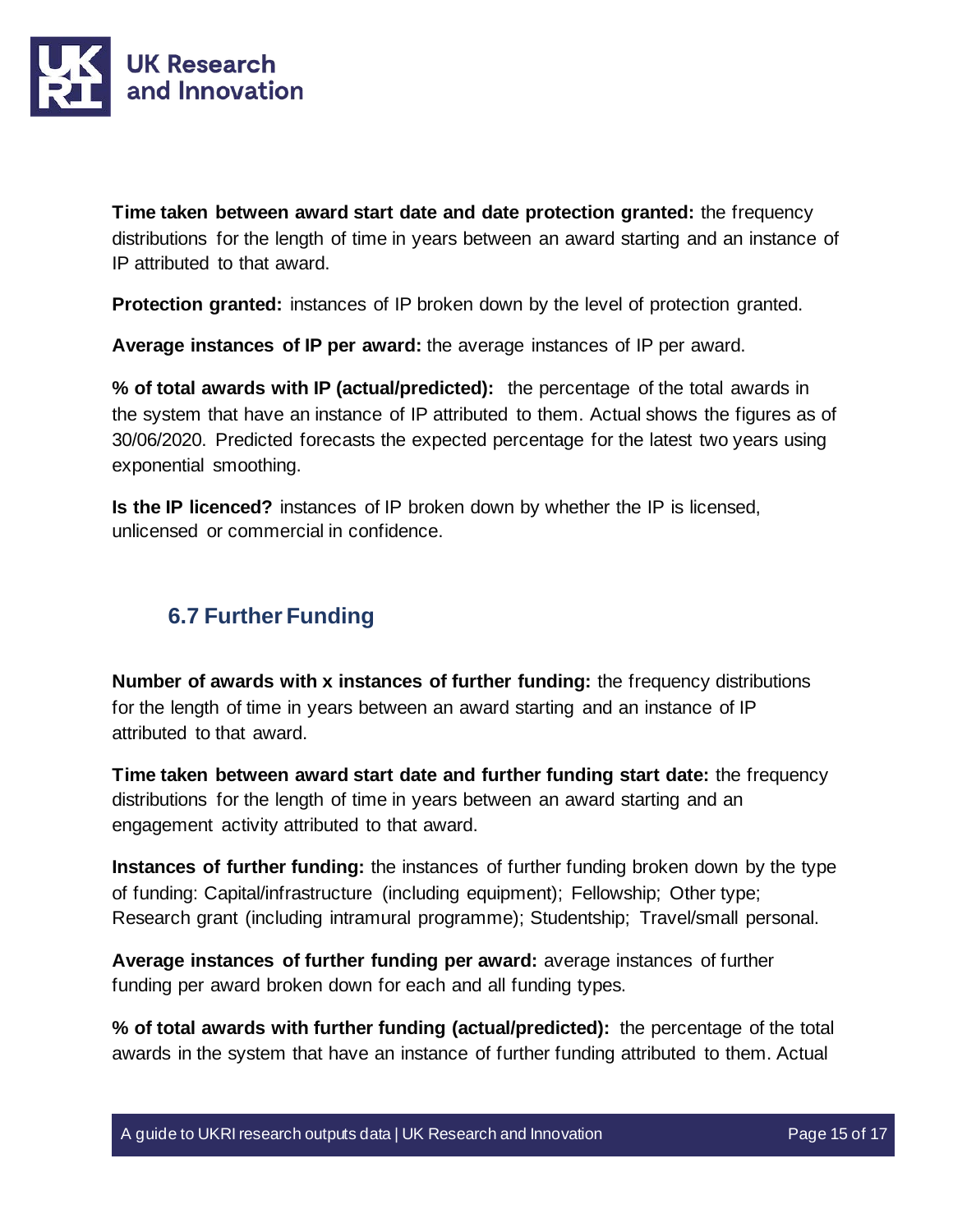**Time taken between award start date and date protection granted:** the frequency distributions for the length of time in years between an award starting and an instance of IP attributed to that award.

**Protection granted:** instances of IP broken down by the level of protection granted.

**Average instances of IP per award:** the average instances of IP per award.

**% of total awards with IP (actual/predicted):** the percentage of the total awards in the system that have an instance of IP attributed to them. Actual shows the figures as of 30/06/2020. Predicted forecasts the expected percentage for the latest two years using exponential smoothing.

**Is the IP licenced?** instances of IP broken down by whether the IP is licensed, unlicensed or commercial in confidence.

## 6.7 Further Funding

**Number of awards with x instances of further funding:** the frequency distributions for the length of time in years between an award starting and an instance of IP attributed to that award.

**Time taken between award start date and further funding start date:** the frequency distributions for the length of time in years between an award starting and an engagement activity attributed to that award.

**Instances of further funding:** the instances of further funding broken down by the type of funding: Capital/infrastructure (including equipment); Fellowship; Other type; Research grant (including intramural programme); Studentship; Travel/small personal.

**Average instances of further funding per award:** average instances of further funding per award broken down for each and all funding types.

**% of total awards with further funding (actual/predicted):** the percentage of the total awards in the system that have an instance of further funding attributed to them. Actual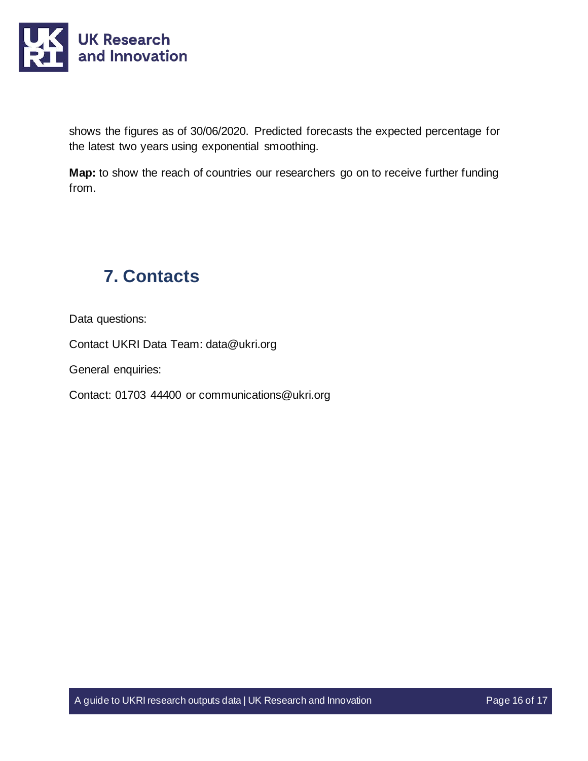shows the figures as of 30/06/2020. Predicted forecasts the expected percentage for the latest two years using exponential smoothing.

**Map:** to show the reach of countries our researchers go on to receive further funding from.

## 7. Contacts

Data questions:

Contact UKRI Data Team: data@ukri.org

General enquiries:

Contact: 01703 44400 or communications@ukri.org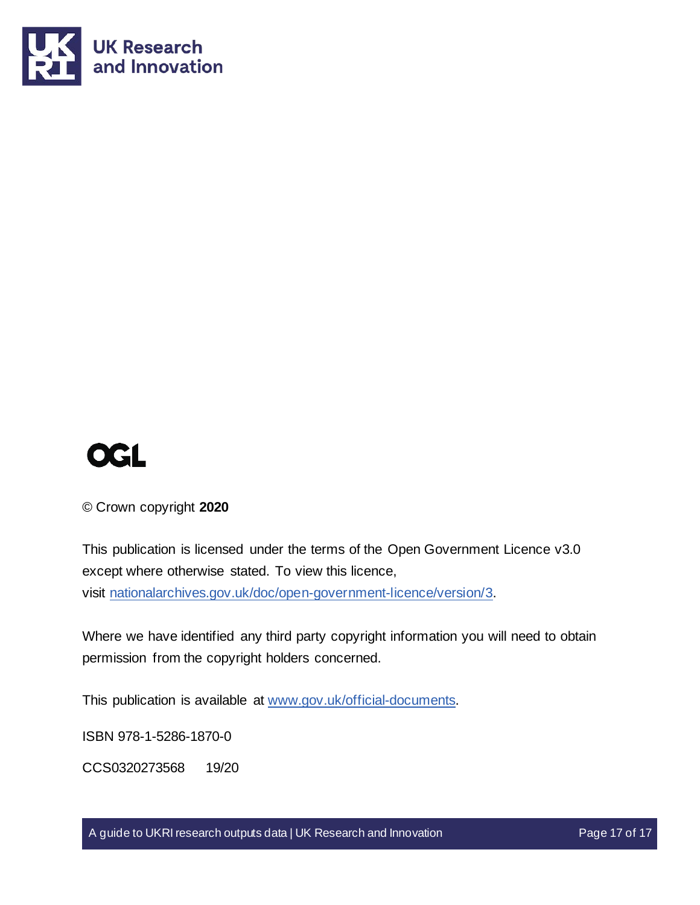UK Research and Innovation

OGL

© Crown copyright **2020**

This publication is licensed under the terms of the Open Government Licence v3.0 except where otherwise stated. To view this licence, visit nationalarchives.gov.uk/doc/open-government-licence/version/3.

Where we have identified any third party copyright information you will need to obtain permission from the copyright holders concerned.

This publication is available at www.gov.uk/official-documents.

ISBN 978-1-5286-1870-0

CCS0320273568 19/20